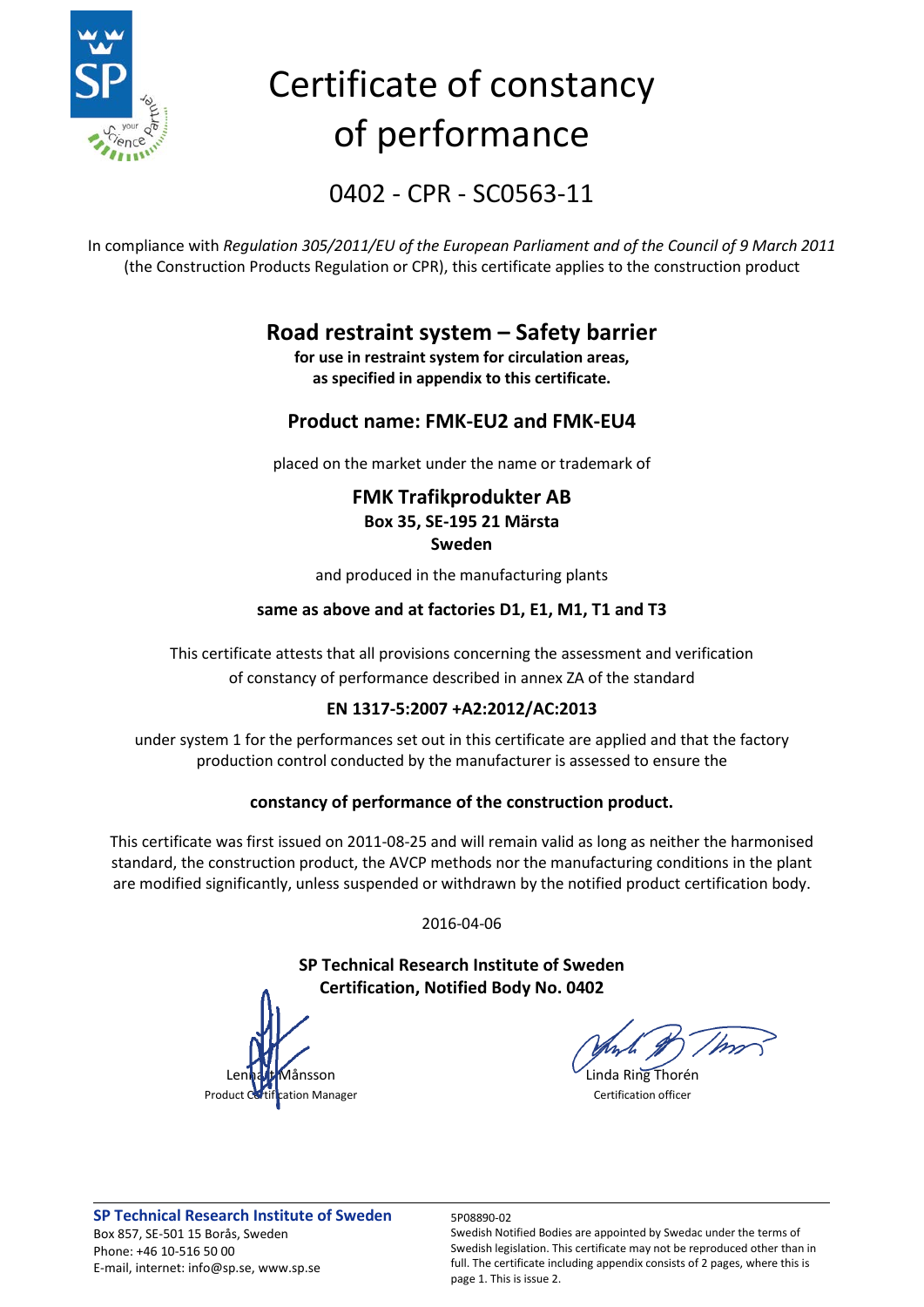# Certificate of constancy of performance

## 0402 - CPR - SC0563-11

In compliance with *Regulation 305/2011/EU of the European Parliament and of the Council of 9 March 2011* (the Construction Products Regulation or CPR), this certificate applies to the construction product

## Road restraint system – Safety barrier

**for use in restraint system for circulation areas, as specified in appendix to this certificate.**

## Product name: FMK-EU2 and FMK-EU4

placed on the market under the name or trademark of

### FMK Trafikprodukter AB

**Box 35, SE-195 21 Märsta**
**Sweden**

and produced in the manufacturing plants

**same as above and at factories D1, E1, M1, T1 and T3**

This certificate attests that all provisions concerning the assessment and verification of constancy of performance described in annex ZA of the standard

**EN 1317-5:2007 +A2:2012/AC:2013**

under system 1 for the performances set out in this certificate are applied and that the factory production control conducted by the manufacturer is assessed to ensure the

**constancy of performance of the construction product.**

This certificate was first issued on 2011-08-25 and will remain valid as long as neither the harmonised standard, the construction product, the AVCP methods nor the manufacturing conditions in the plant are modified significantly, unless suspended or withdrawn by the notified product certification body.

2016-04-06

**SP Technical Research Institute of Sweden**
**Certification, Notified Body No. 0402**

Lennart Månsson
Product Certification Manager

Linda Ring Thorén
Certification officer

**SP Technical Research Institute of Sweden**
Box 857, SE-501 15 Borås, Sweden
Phone: +46 10-516 50 00
E-mail, internet: info@sp.se, www.sp.se

5P08890-02
Swedish Notified Bodies are appointed by Swedac under the terms of Swedish legislation. This certificate may not be reproduced other than in full. The certificate including appendix consists of 2 pages, where this is page 1. This is issue 2.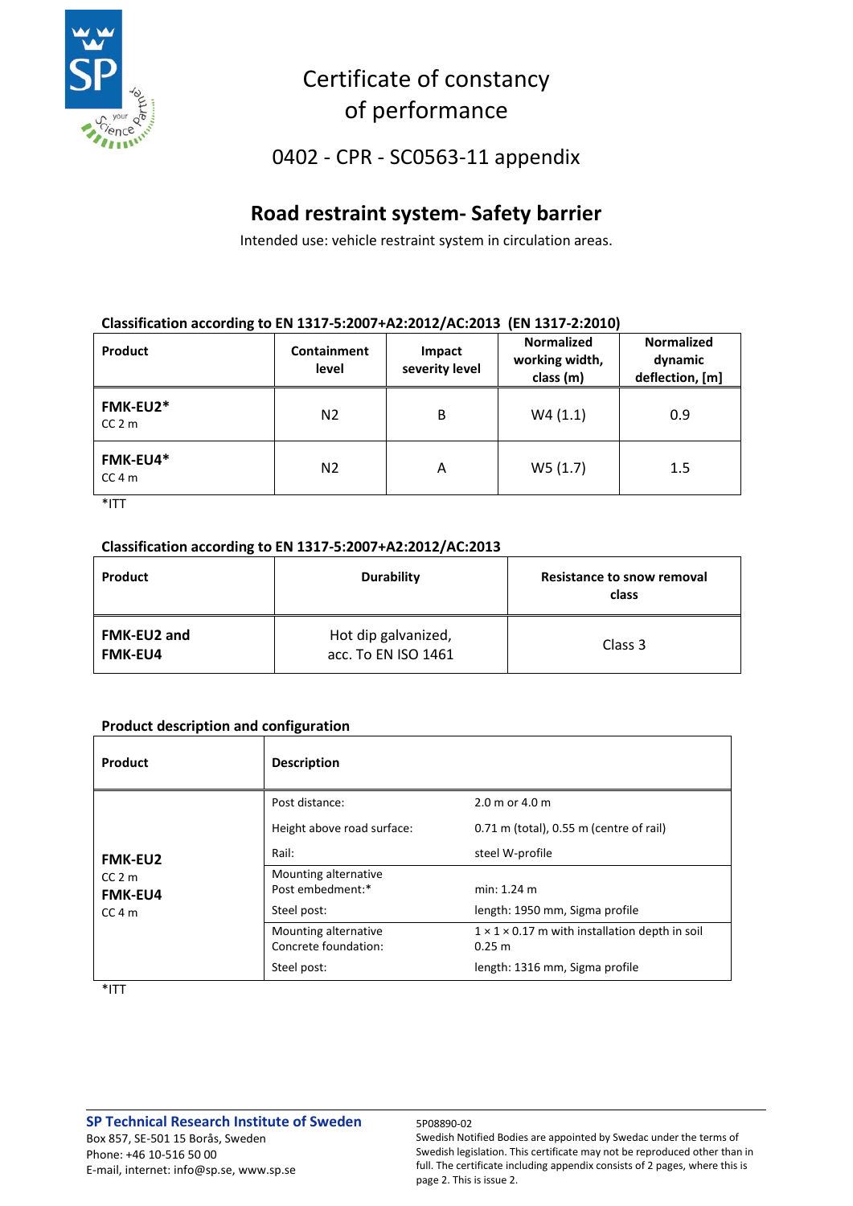# Certificate of constancy of performance

## 0402 - CPR - SC0563-11 appendix

## Road restraint system- Safety barrier

Intended use: vehicle restraint system in circulation areas.

**Classification according to EN 1317-5:2007+A2:2012/AC:2013 (EN 1317-2:2010)**

| Product | Containment level | Impact severity level | Normalized working width, class (m) | Normalized dynamic deflection, [m] |
|---|---|---|---|---|
| **FMK-EU2*** CC 2 m | N2 | B | W4 (1.1) | 0.9 |
| **FMK-EU4*** CC 4 m | N2 | A | W5 (1.7) | 1.5 |

*ITT

**Classification according to EN 1317-5:2007+A2:2012/AC:2013**

| Product | Durability | Resistance to snow removal class |
|---|---|---|
| **FMK-EU2 and FMK-EU4** | Hot dip galvanized, acc. To EN ISO 1461 | Class 3 |

**Product description and configuration**

| Product | Description | |
|---|---|---|
| **FMK-EU2** CC 2 m **FMK-EU4** CC 4 m | Post distance: | 2.0 m or 4.0 m |
| | Height above road surface: | 0.71 m (total), 0.55 m (centre of rail) |
| | Rail: | steel W-profile |
| | Mounting alternative Post embedment:* | min: 1.24 m |
| | Steel post: | length: 1950 mm, Sigma profile |
| | Mounting alternative Concrete foundation: | 1 × 1 × 0.17 m with installation depth in soil 0.25 m |
| | Steel post: | length: 1316 mm, Sigma profile |

*ITT

**SP Technical Research Institute of Sweden**
Box 857, SE-501 15 Borås, Sweden
Phone: +46 10-516 50 00
E-mail, internet: info@sp.se, www.sp.se

5P08890-02
Swedish Notified Bodies are appointed by Swedac under the terms of Swedish legislation. This certificate may not be reproduced other than in full. The certificate including appendix consists of 2 pages, where this is page 2. This is issue 2.